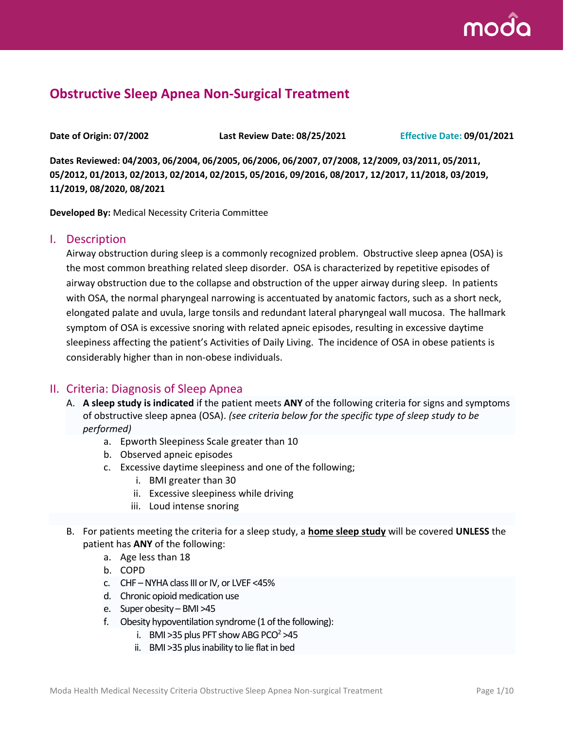# Obstructive Sleep Apnea Non-Surgical Treatment

**Date of Origin: 07/2002** **Last Review Date: 08/25/2021** Effective Date: **09/01/2021**

**Dates Reviewed: 04/2003, 06/2004, 06/2005, 06/2006, 06/2007, 07/2008, 12/2009, 03/2011, 05/2011, 05/2012, 01/2013, 02/2013, 02/2014, 02/2015, 05/2016, 09/2016, 08/2017, 12/2017, 11/2018, 03/2019, 11/2019, 08/2020, 08/2021**

**Developed By:** Medical Necessity Criteria Committee

## I. Description

Airway obstruction during sleep is a commonly recognized problem. Obstructive sleep apnea (OSA) is the most common breathing related sleep disorder. OSA is characterized by repetitive episodes of airway obstruction due to the collapse and obstruction of the upper airway during sleep. In patients with OSA, the normal pharyngeal narrowing is accentuated by anatomic factors, such as a short neck, elongated palate and uvula, large tonsils and redundant lateral pharyngeal wall mucosa. The hallmark symptom of OSA is excessive snoring with related apneic episodes, resulting in excessive daytime sleepiness affecting the patient's Activities of Daily Living. The incidence of OSA in obese patients is considerably higher than in non-obese individuals.

## II. Criteria: Diagnosis of Sleep Apnea

A. **A sleep study is indicated** if the patient meets **ANY** of the following criteria for signs and symptoms of obstructive sleep apnea (OSA). *(see criteria below for the specific type of sleep study to be performed)*

   a. Epworth Sleepiness Scale greater than 10
   b. Observed apneic episodes
   c. Excessive daytime sleepiness and one of the following;
      i. BMI greater than 30
      ii. Excessive sleepiness while driving
      iii. Loud intense snoring

B. For patients meeting the criteria for a sleep study, a **home sleep study** will be covered **UNLESS** the patient has **ANY** of the following:

   a. Age less than 18
   b. COPD
   c. CHF – NYHA class III or IV, or LVEF <45%
   d. Chronic opioid medication use
   e. Super obesity – BMI >45
   f. Obesity hypoventilation syndrome (1 of the following):
      i. BMI >35 plus PFT show ABG $PCO^2$ >45
      ii. BMI >35 plus inability to lie flat in bed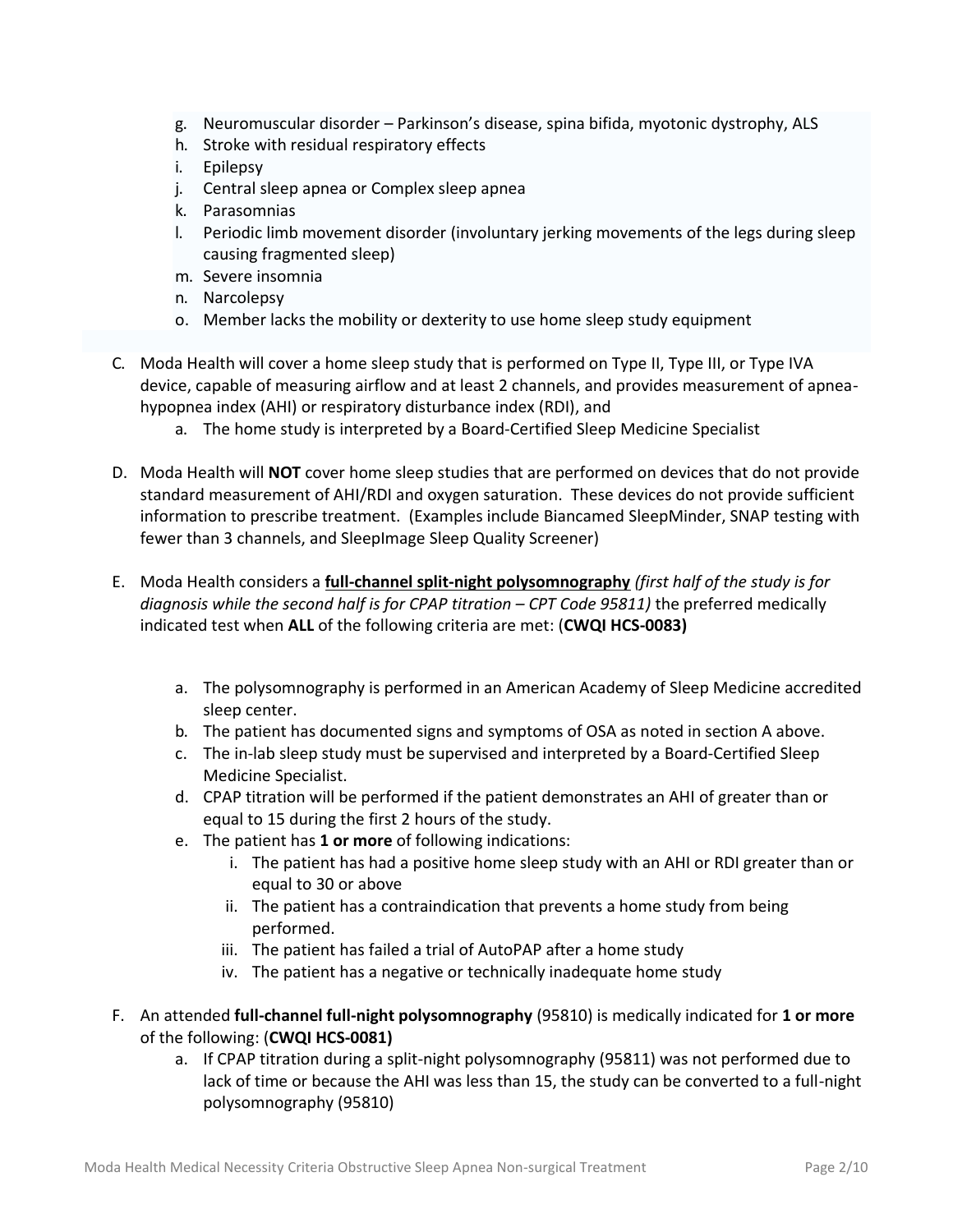g. Neuromuscular disorder – Parkinson's disease, spina bifida, myotonic dystrophy, ALS
h. Stroke with residual respiratory effects
i. Epilepsy
j. Central sleep apnea or Complex sleep apnea
k. Parasomnias
l. Periodic limb movement disorder (involuntary jerking movements of the legs during sleep causing fragmented sleep)
m. Severe insomnia
n. Narcolepsy
o. Member lacks the mobility or dexterity to use home sleep study equipment

C. Moda Health will cover a home sleep study that is performed on Type II, Type III, or Type IVA device, capable of measuring airflow and at least 2 channels, and provides measurement of apnea-hypopnea index (AHI) or respiratory disturbance index (RDI), and
   a. The home study is interpreted by a Board-Certified Sleep Medicine Specialist

D. Moda Health will **NOT** cover home sleep studies that are performed on devices that do not provide standard measurement of AHI/RDI and oxygen saturation. These devices do not provide sufficient information to prescribe treatment. (Examples include Biancamed SleepMinder, SNAP testing with fewer than 3 channels, and SleepImage Sleep Quality Screener)

E. Moda Health considers a **full-channel split-night polysomnography** *(first half of the study is for diagnosis while the second half is for CPAP titration – CPT Code 95811)* the preferred medically indicated test when **ALL** of the following criteria are met: (**CWQI HCS-0083)**
   a. The polysomnography is performed in an American Academy of Sleep Medicine accredited sleep center.
   b. The patient has documented signs and symptoms of OSA as noted in section A above.
   c. The in-lab sleep study must be supervised and interpreted by a Board-Certified Sleep Medicine Specialist.
   d. CPAP titration will be performed if the patient demonstrates an AHI of greater than or equal to 15 during the first 2 hours of the study.
   e. The patient has **1 or more** of following indications:
      i. The patient has had a positive home sleep study with an AHI or RDI greater than or equal to 30 or above
      ii. The patient has a contraindication that prevents a home study from being performed.
      iii. The patient has failed a trial of AutoPAP after a home study
      iv. The patient has a negative or technically inadequate home study

F. An attended **full-channel full-night polysomnography** (95810) is medically indicated for **1 or more** of the following: (**CWQI HCS-0081)**
   a. If CPAP titration during a split-night polysomnography (95811) was not performed due to lack of time or because the AHI was less than 15, the study can be converted to a full-night polysomnography (95810)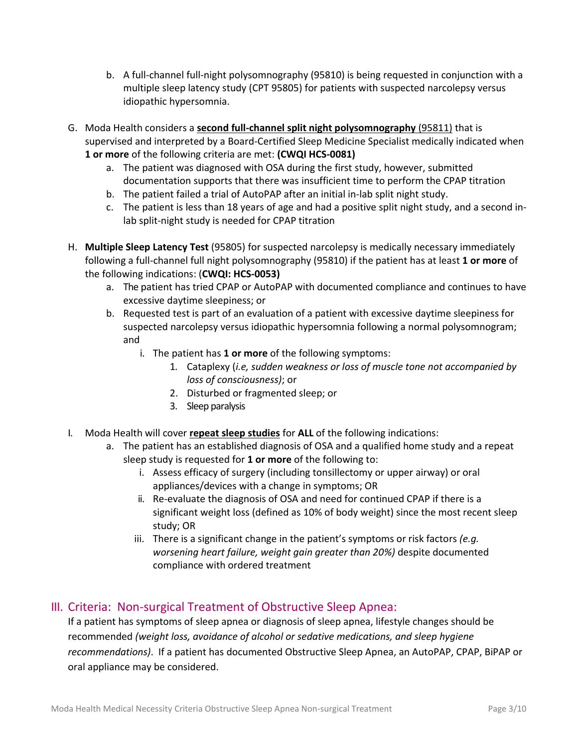b. A full-channel full-night polysomnography (95810) is being requested in conjunction with a multiple sleep latency study (CPT 95805) for patients with suspected narcolepsy versus idiopathic hypersomnia.

G. Moda Health considers a **<u>second full-channel split night polysomnography</u>** <u>(95811)</u> that is supervised and interpreted by a Board-Certified Sleep Medicine Specialist medically indicated when **1 or more** of the following criteria are met: **(CWQI HCS-0081)**
   a. The patient was diagnosed with OSA during the first study, however, submitted documentation supports that there was insufficient time to perform the CPAP titration
   b. The patient failed a trial of AutoPAP after an initial in-lab split night study.
   c. The patient is less than 18 years of age and had a positive split night study, and a second in-lab split-night study is needed for CPAP titration

H. **Multiple Sleep Latency Test** (95805) for suspected narcolepsy is medically necessary immediately following a full-channel full night polysomnography (95810) if the patient has at least **1 or more** of the following indications: (**CWQI: HCS-0053)**
   a. The patient has tried CPAP or AutoPAP with documented compliance and continues to have excessive daytime sleepiness; or
   b. Requested test is part of an evaluation of a patient with excessive daytime sleepiness for suspected narcolepsy versus idiopathic hypersomnia following a normal polysomnogram; and
      i. The patient has **1 or more** of the following symptoms:
         1. Cataplexy (*i.e, sudden weakness or loss of muscle tone not accompanied by loss of consciousness)*; or
         2. Disturbed or fragmented sleep; or
         3. Sleep paralysis

I. Moda Health will cover **<u>repeat sleep studies</u>** for **ALL** of the following indications:
   a. The patient has an established diagnosis of OSA and a qualified home study and a repeat sleep study is requested for **1 or more** of the following to:
      i. Assess efficacy of surgery (including tonsillectomy or upper airway) or oral appliances/devices with a change in symptoms; OR
      ii. Re-evaluate the diagnosis of OSA and need for continued CPAP if there is a significant weight loss (defined as 10% of body weight) since the most recent sleep study; OR
      iii. There is a significant change in the patient's symptoms or risk factors *(e.g. worsening heart failure, weight gain greater than 20%)* despite documented compliance with ordered treatment

## III. Criteria: Non-surgical Treatment of Obstructive Sleep Apnea:

If a patient has symptoms of sleep apnea or diagnosis of sleep apnea, lifestyle changes should be recommended *(weight loss, avoidance of alcohol or sedative medications, and sleep hygiene recommendations)*. If a patient has documented Obstructive Sleep Apnea, an AutoPAP, CPAP, BiPAP or oral appliance may be considered.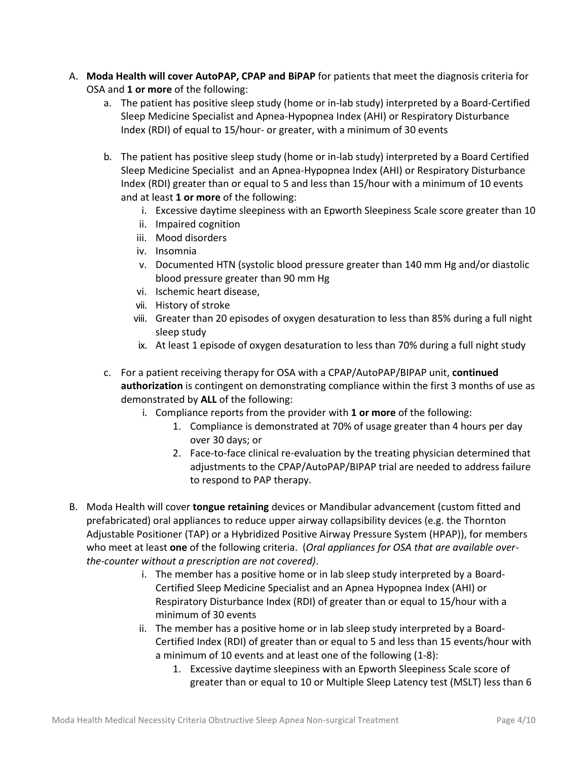A. **Moda Health will cover AutoPAP, CPAP and BiPAP** for patients that meet the diagnosis criteria for OSA and **1 or more** of the following:

   a. The patient has positive sleep study (home or in-lab study) interpreted by a Board-Certified Sleep Medicine Specialist and Apnea-Hypopnea Index (AHI) or Respiratory Disturbance Index (RDI) of equal to 15/hour- or greater, with a minimum of 30 events

   b. The patient has positive sleep study (home or in-lab study) interpreted by a Board Certified Sleep Medicine Specialist and an Apnea-Hypopnea Index (AHI) or Respiratory Disturbance Index (RDI) greater than or equal to 5 and less than 15/hour with a minimum of 10 events and at least **1 or more** of the following:

      i. Excessive daytime sleepiness with an Epworth Sleepiness Scale score greater than 10
      ii. Impaired cognition
      iii. Mood disorders
      iv. Insomnia
      v. Documented HTN (systolic blood pressure greater than 140 mm Hg and/or diastolic blood pressure greater than 90 mm Hg
      vi. Ischemic heart disease,
      vii. History of stroke
      viii. Greater than 20 episodes of oxygen desaturation to less than 85% during a full night sleep study
      ix. At least 1 episode of oxygen desaturation to less than 70% during a full night study

   c. For a patient receiving therapy for OSA with a CPAP/AutoPAP/BIPAP unit, **continued authorization** is contingent on demonstrating compliance within the first 3 months of use as demonstrated by **ALL** of the following:

      i. Compliance reports from the provider with **1 or more** of the following:

         1. Compliance is demonstrated at 70% of usage greater than 4 hours per day over 30 days; or
         2. Face-to-face clinical re-evaluation by the treating physician determined that adjustments to the CPAP/AutoPAP/BIPAP trial are needed to address failure to respond to PAP therapy.

B. Moda Health will cover **tongue retaining** devices or Mandibular advancement (custom fitted and prefabricated) oral appliances to reduce upper airway collapsibility devices (e.g. the Thornton Adjustable Positioner (TAP) or a Hybridized Positive Airway Pressure System (HPAP)), for members who meet at least **one** of the following criteria. (*Oral appliances for OSA that are available over-the-counter without a prescription are not covered)*.

   i. The member has a positive home or in lab sleep study interpreted by a Board-Certified Sleep Medicine Specialist and an Apnea Hypopnea Index (AHI) or Respiratory Disturbance Index (RDI) of greater than or equal to 15/hour with a minimum of 30 events
   ii. The member has a positive home or in lab sleep study interpreted by a Board-Certified Index (RDI) of greater than or equal to 5 and less than 15 events/hour with a minimum of 10 events and at least one of the following (1-8):

      1. Excessive daytime sleepiness with an Epworth Sleepiness Scale score of greater than or equal to 10 or Multiple Sleep Latency test (MSLT) less than 6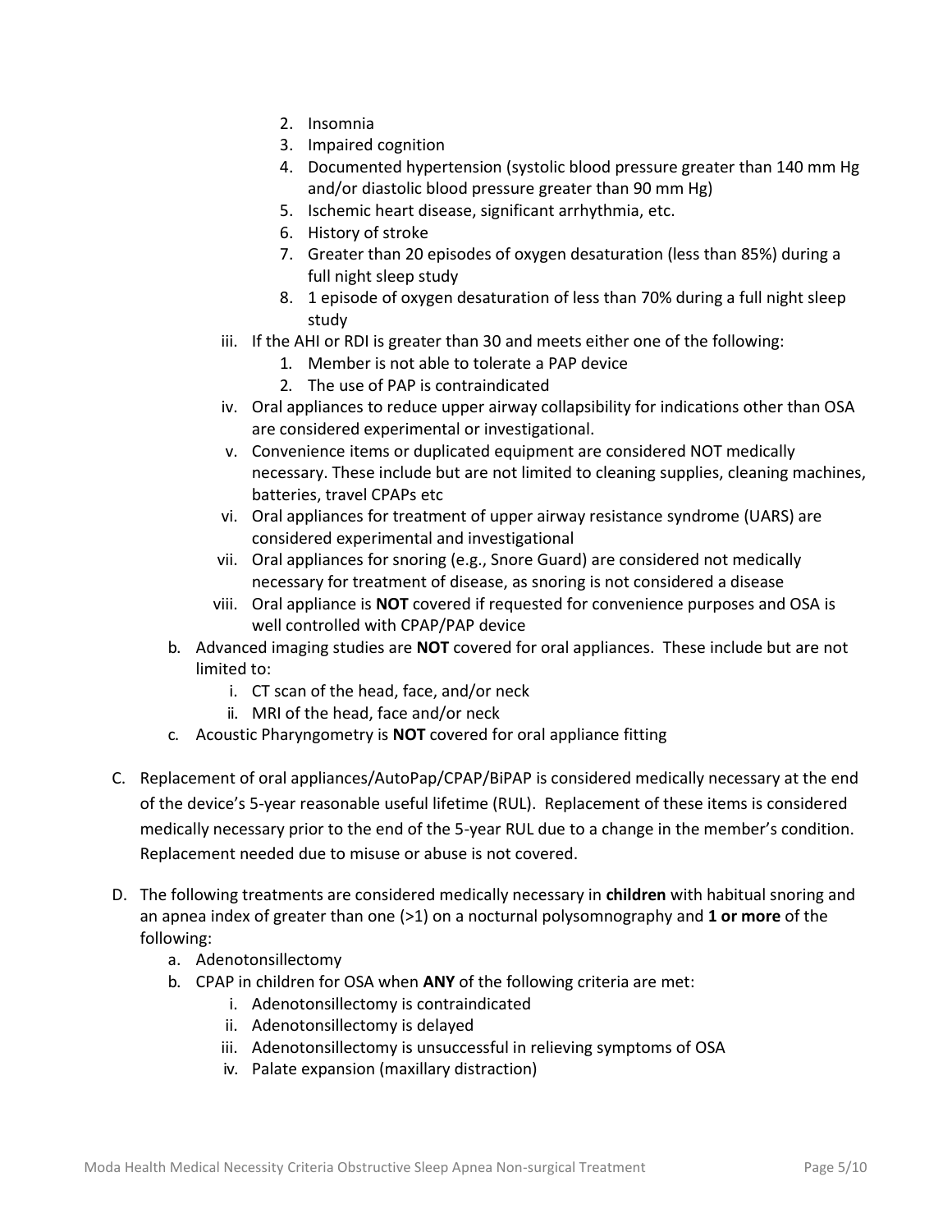2. Insomnia
      3. Impaired cognition
      4. Documented hypertension (systolic blood pressure greater than 140 mm Hg and/or diastolic blood pressure greater than 90 mm Hg)
      5. Ischemic heart disease, significant arrhythmia, etc.
      6. History of stroke
      7. Greater than 20 episodes of oxygen desaturation (less than 85%) during a full night sleep study
      8. 1 episode of oxygen desaturation of less than 70% during a full night sleep study
   - iii. If the AHI or RDI is greater than 30 and meets either one of the following:
      1. Member is not able to tolerate a PAP device
      2. The use of PAP is contraindicated
   - iv. Oral appliances to reduce upper airway collapsibility for indications other than OSA are considered experimental or investigational.
   - v. Convenience items or duplicated equipment are considered NOT medically necessary. These include but are not limited to cleaning supplies, cleaning machines, batteries, travel CPAPs etc
   - vi. Oral appliances for treatment of upper airway resistance syndrome (UARS) are considered experimental and investigational
   - vii. Oral appliances for snoring (e.g., Snore Guard) are considered not medically necessary for treatment of disease, as snoring is not considered a disease
   - viii. Oral appliance is **NOT** covered if requested for convenience purposes and OSA is well controlled with CPAP/PAP device
 - b. Advanced imaging studies are **NOT** covered for oral appliances. These include but are not limited to:
   - i. CT scan of the head, face, and/or neck
   - ii. MRI of the head, face and/or neck
 - c. Acoustic Pharyngometry is **NOT** covered for oral appliance fitting

C. Replacement of oral appliances/AutoPap/CPAP/BiPAP is considered medically necessary at the end of the device's 5-year reasonable useful lifetime (RUL). Replacement of these items is considered medically necessary prior to the end of the 5-year RUL due to a change in the member's condition. Replacement needed due to misuse or abuse is not covered.

D. The following treatments are considered medically necessary in **children** with habitual snoring and an apnea index of greater than one (>1) on a nocturnal polysomnography and **1 or more** of the following:
 - a. Adenotonsillectomy
 - b. CPAP in children for OSA when **ANY** of the following criteria are met:
   - i. Adenotonsillectomy is contraindicated
   - ii. Adenotonsillectomy is delayed
   - iii. Adenotonsillectomy is unsuccessful in relieving symptoms of OSA
   - iv. Palate expansion (maxillary distraction)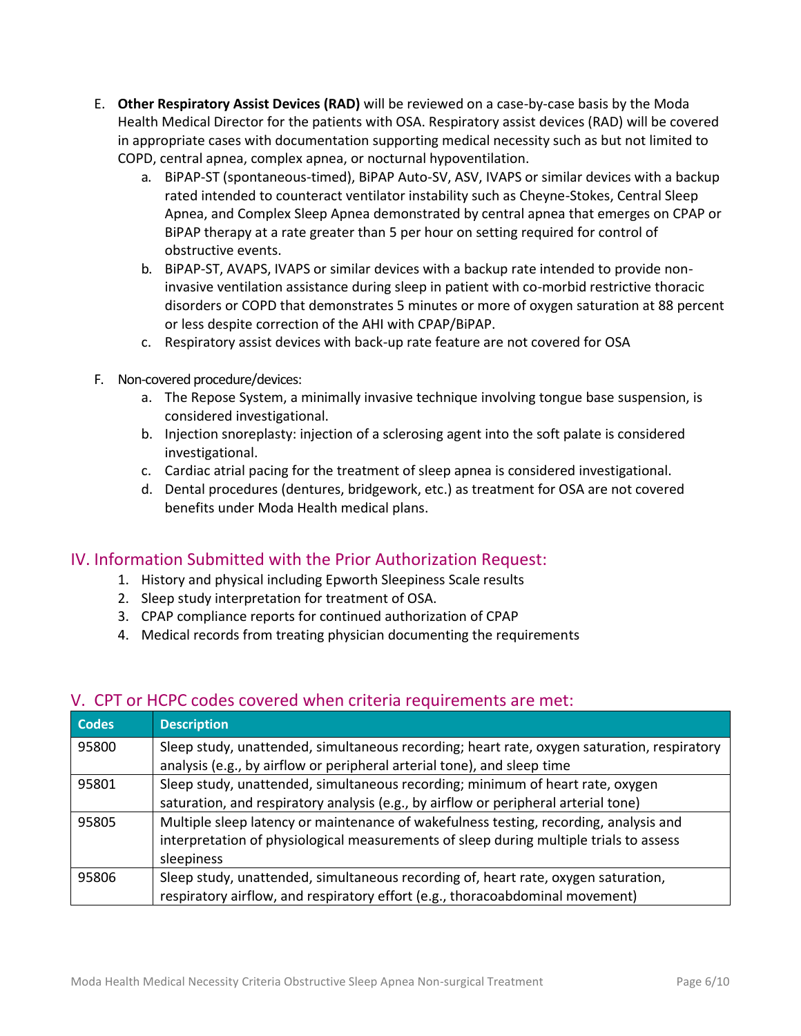E. **Other Respiratory Assist Devices (RAD)** will be reviewed on a case-by-case basis by the Moda Health Medical Director for the patients with OSA. Respiratory assist devices (RAD) will be covered in appropriate cases with documentation supporting medical necessity such as but not limited to COPD, central apnea, complex apnea, or nocturnal hypoventilation.

   a. BiPAP-ST (spontaneous-timed), BiPAP Auto-SV, ASV, IVAPS or similar devices with a backup rated intended to counteract ventilator instability such as Cheyne-Stokes, Central Sleep Apnea, and Complex Sleep Apnea demonstrated by central apnea that emerges on CPAP or BiPAP therapy at a rate greater than 5 per hour on setting required for control of obstructive events.
   
   b. BiPAP-ST, AVAPS, IVAPS or similar devices with a backup rate intended to provide non-invasive ventilation assistance during sleep in patient with co-morbid restrictive thoracic disorders or COPD that demonstrates 5 minutes or more of oxygen saturation at 88 percent or less despite correction of the AHI with CPAP/BiPAP.
   
   c. Respiratory assist devices with back-up rate feature are not covered for OSA

F. Non-covered procedure/devices:

   a. The Repose System, a minimally invasive technique involving tongue base suspension, is considered investigational.
   
   b. Injection snoreplasty: injection of a sclerosing agent into the soft palate is considered investigational.
   
   c. Cardiac atrial pacing for the treatment of sleep apnea is considered investigational.
   
   d. Dental procedures (dentures, bridgework, etc.) as treatment for OSA are not covered benefits under Moda Health medical plans.

## IV. Information Submitted with the Prior Authorization Request:

1. History and physical including Epworth Sleepiness Scale results
2. Sleep study interpretation for treatment of OSA.
3. CPAP compliance reports for continued authorization of CPAP
4. Medical records from treating physician documenting the requirements

## V. CPT or HCPC codes covered when criteria requirements are met:

| Codes | Description |
|---|---|
| 95800 | Sleep study, unattended, simultaneous recording; heart rate, oxygen saturation, respiratory analysis (e.g., by airflow or peripheral arterial tone), and sleep time |
| 95801 | Sleep study, unattended, simultaneous recording; minimum of heart rate, oxygen saturation, and respiratory analysis (e.g., by airflow or peripheral arterial tone) |
| 95805 | Multiple sleep latency or maintenance of wakefulness testing, recording, analysis and interpretation of physiological measurements of sleep during multiple trials to assess sleepiness |
| 95806 | Sleep study, unattended, simultaneous recording of, heart rate, oxygen saturation, respiratory airflow, and respiratory effort (e.g., thoracoabdominal movement) |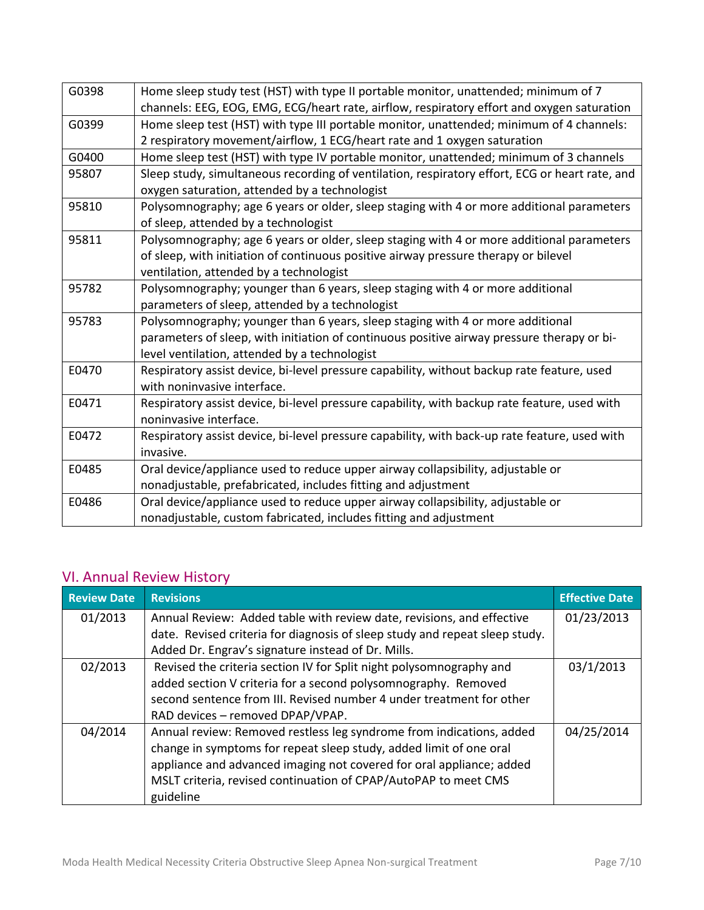| | |
|---|---|
| G0398 | Home sleep study test (HST) with type II portable monitor, unattended; minimum of 7 channels: EEG, EOG, EMG, ECG/heart rate, airflow, respiratory effort and oxygen saturation |
| G0399 | Home sleep test (HST) with type III portable monitor, unattended; minimum of 4 channels: 2 respiratory movement/airflow, 1 ECG/heart rate and 1 oxygen saturation |
| G0400 | Home sleep test (HST) with type IV portable monitor, unattended; minimum of 3 channels |
| 95807 | Sleep study, simultaneous recording of ventilation, respiratory effort, ECG or heart rate, and oxygen saturation, attended by a technologist |
| 95810 | Polysomnography; age 6 years or older, sleep staging with 4 or more additional parameters of sleep, attended by a technologist |
| 95811 | Polysomnography; age 6 years or older, sleep staging with 4 or more additional parameters of sleep, with initiation of continuous positive airway pressure therapy or bilevel ventilation, attended by a technologist |
| 95782 | Polysomnography; younger than 6 years, sleep staging with 4 or more additional parameters of sleep, attended by a technologist |
| 95783 | Polysomnography; younger than 6 years, sleep staging with 4 or more additional parameters of sleep, with initiation of continuous positive airway pressure therapy or bi-level ventilation, attended by a technologist |
| E0470 | Respiratory assist device, bi-level pressure capability, without backup rate feature, used with noninvasive interface. |
| E0471 | Respiratory assist device, bi-level pressure capability, with backup rate feature, used with noninvasive interface. |
| E0472 | Respiratory assist device, bi-level pressure capability, with back-up rate feature, used with invasive. |
| E0485 | Oral device/appliance used to reduce upper airway collapsibility, adjustable or nonadjustable, prefabricated, includes fitting and adjustment |
| E0486 | Oral device/appliance used to reduce upper airway collapsibility, adjustable or nonadjustable, custom fabricated, includes fitting and adjustment |

## VI. Annual Review History

| Review Date | Revisions | Effective Date |
|---|---|---|
| 01/2013 | Annual Review: Added table with review date, revisions, and effective date. Revised criteria for diagnosis of sleep study and repeat sleep study. Added Dr. Engrav's signature instead of Dr. Mills. | 01/23/2013 |
| 02/2013 | Revised the criteria section IV for Split night polysomnography and added section V criteria for a second polysomnography. Removed second sentence from III. Revised number 4 under treatment for other RAD devices – removed DPAP/VPAP. | 03/1/2013 |
| 04/2014 | Annual review: Removed restless leg syndrome from indications, added change in symptoms for repeat sleep study, added limit of one oral appliance and advanced imaging not covered for oral appliance; added MSLT criteria, revised continuation of CPAP/AutoPAP to meet CMS guideline | 04/25/2014 |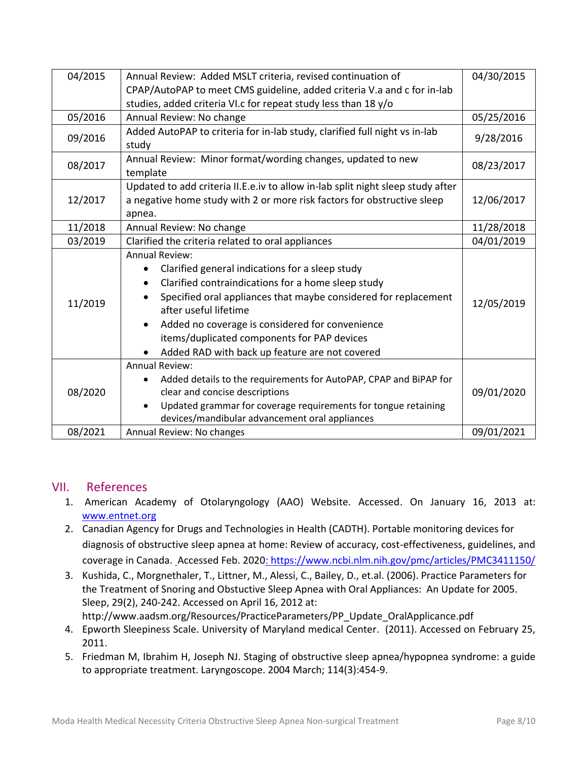| | | |
|---|---|---|
| 04/2015 | Annual Review: Added MSLT criteria, revised continuation of CPAP/AutoPAP to meet CMS guideline, added criteria V.a and c for in-lab studies, added criteria VI.c for repeat study less than 18 y/o | 04/30/2015 |
| 05/2016 | Annual Review: No change | 05/25/2016 |
| 09/2016 | Added AutoPAP to criteria for in-lab study, clarified full night vs in-lab study | 9/28/2016 |
| 08/2017 | Annual Review: Minor format/wording changes, updated to new template | 08/23/2017 |
| 12/2017 | Updated to add criteria II.E.e.iv to allow in-lab split night sleep study after a negative home study with 2 or more risk factors for obstructive sleep apnea. | 12/06/2017 |
| 11/2018 | Annual Review: No change | 11/28/2018 |
| 03/2019 | Clarified the criteria related to oral appliances | 04/01/2019 |
| 11/2019 | Annual Review:<br>• Clarified general indications for a sleep study<br>• Clarified contraindications for a home sleep study<br>• Specified oral appliances that maybe considered for replacement after useful lifetime<br>• Added no coverage is considered for convenience items/duplicated components for PAP devices<br>• Added RAD with back up feature are not covered | 12/05/2019 |
| 08/2020 | Annual Review:<br>• Added details to the requirements for AutoPAP, CPAP and BiPAP for clear and concise descriptions<br>• Updated grammar for coverage requirements for tongue retaining devices/mandibular advancement oral appliances | 09/01/2020 |
| 08/2021 | Annual Review: No changes | 09/01/2021 |

## VII. References

1. American Academy of Otolaryngology (AAO) Website. Accessed. On January 16, 2013 at: www.entnet.org
2. Canadian Agency for Drugs and Technologies in Health (CADTH). Portable monitoring devices for diagnosis of obstructive sleep apnea at home: Review of accuracy, cost-effectiveness, guidelines, and coverage in Canada. Accessed Feb. 2020: https://www.ncbi.nlm.nih.gov/pmc/articles/PMC3411150/
3. Kushida, C., Morgnethaler, T., Littner, M., Alessi, C., Bailey, D., et.al. (2006). Practice Parameters for the Treatment of Snoring and Obstuctive Sleep Apnea with Oral Appliances: An Update for 2005. Sleep, 29(2), 240-242. Accessed on April 16, 2012 at: http://www.aadsm.org/Resources/PracticeParameters/PP_Update_OralApplicance.pdf
4. Epworth Sleepiness Scale. University of Maryland medical Center. (2011). Accessed on February 25, 2011.
5. Friedman M, Ibrahim H, Joseph NJ. Staging of obstructive sleep apnea/hypopnea syndrome: a guide to appropriate treatment. Laryngoscope. 2004 March; 114(3):454-9.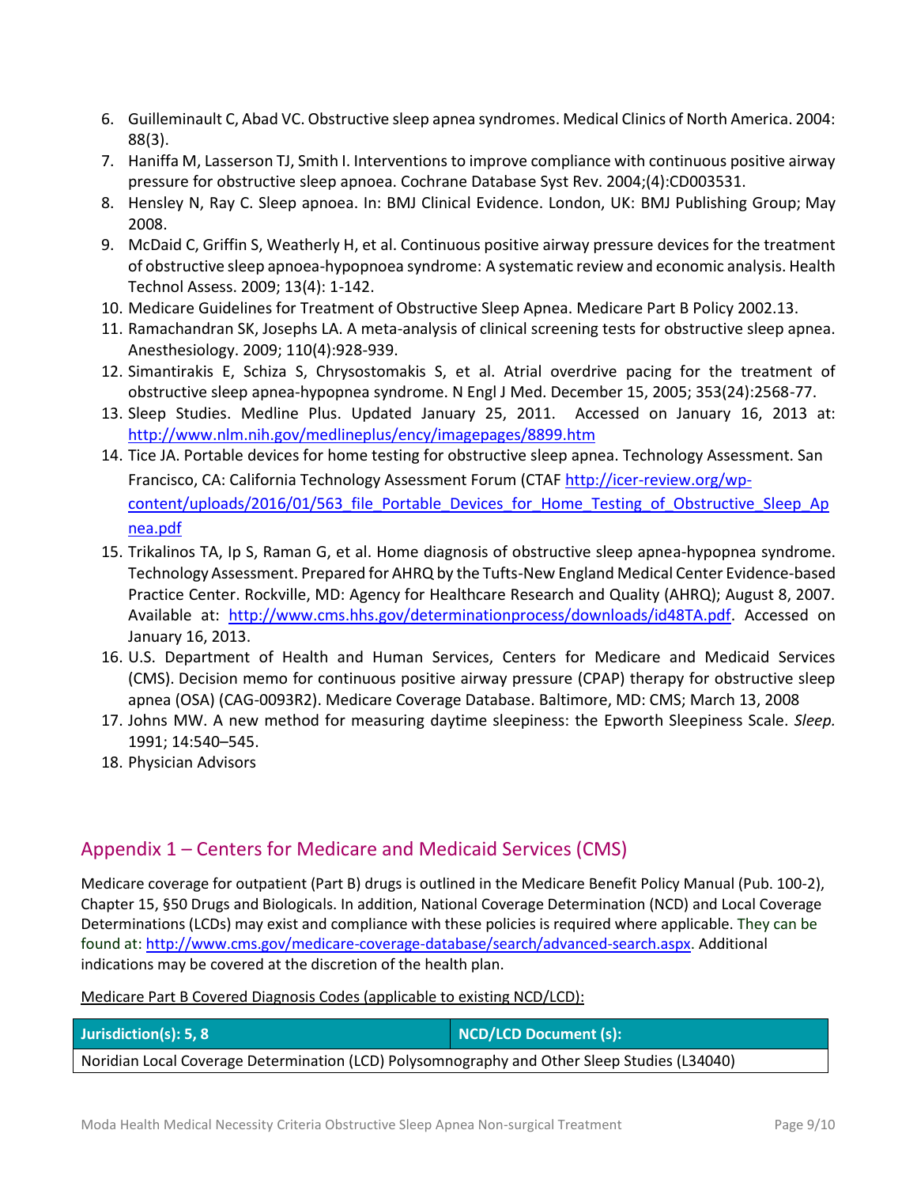6. Guilleminault C, Abad VC. Obstructive sleep apnea syndromes. Medical Clinics of North America. 2004: 88(3).
7. Haniffa M, Lasserson TJ, Smith I. Interventions to improve compliance with continuous positive airway pressure for obstructive sleep apnoea. Cochrane Database Syst Rev. 2004;(4):CD003531.
8. Hensley N, Ray C. Sleep apnoea. In: BMJ Clinical Evidence. London, UK: BMJ Publishing Group; May 2008.
9. McDaid C, Griffin S, Weatherly H, et al. Continuous positive airway pressure devices for the treatment of obstructive sleep apnoea-hypopnoea syndrome: A systematic review and economic analysis. Health Technol Assess. 2009; 13(4): 1-142.
10. Medicare Guidelines for Treatment of Obstructive Sleep Apnea. Medicare Part B Policy 2002.13.
11. Ramachandran SK, Josephs LA. A meta-analysis of clinical screening tests for obstructive sleep apnea. Anesthesiology. 2009; 110(4):928-939.
12. Simantirakis E, Schiza S, Chrysostomakis S, et al. Atrial overdrive pacing for the treatment of obstructive sleep apnea-hypopnea syndrome. N Engl J Med. December 15, 2005; 353(24):2568-77.
13. Sleep Studies. Medline Plus. Updated January 25, 2011. Accessed on January 16, 2013 at: http://www.nlm.nih.gov/medlineplus/ency/imagepages/8899.htm
14. Tice JA. Portable devices for home testing for obstructive sleep apnea. Technology Assessment. San Francisco, CA: California Technology Assessment Forum (CTAF http://icer-review.org/wp-content/uploads/2016/01/563_file_Portable_Devices_for_Home_Testing_of_Obstructive_Sleep_Apnea.pdf
15. Trikalinos TA, Ip S, Raman G, et al. Home diagnosis of obstructive sleep apnea-hypopnea syndrome. Technology Assessment. Prepared for AHRQ by the Tufts-New England Medical Center Evidence-based Practice Center. Rockville, MD: Agency for Healthcare Research and Quality (AHRQ); August 8, 2007. Available at: http://www.cms.hhs.gov/determinationprocess/downloads/id48TA.pdf. Accessed on January 16, 2013.
16. U.S. Department of Health and Human Services, Centers for Medicare and Medicaid Services (CMS). Decision memo for continuous positive airway pressure (CPAP) therapy for obstructive sleep apnea (OSA) (CAG-0093R2). Medicare Coverage Database. Baltimore, MD: CMS; March 13, 2008
17. Johns MW. A new method for measuring daytime sleepiness: the Epworth Sleepiness Scale. *Sleep.* 1991; 14:540–545.
18. Physician Advisors

## Appendix 1 – Centers for Medicare and Medicaid Services (CMS)

Medicare coverage for outpatient (Part B) drugs is outlined in the Medicare Benefit Policy Manual (Pub. 100-2), Chapter 15, §50 Drugs and Biologicals. In addition, National Coverage Determination (NCD) and Local Coverage Determinations (LCDs) may exist and compliance with these policies is required where applicable. They can be found at: http://www.cms.gov/medicare-coverage-database/search/advanced-search.aspx. Additional indications may be covered at the discretion of the health plan.

Medicare Part B Covered Diagnosis Codes (applicable to existing NCD/LCD):

| Jurisdiction(s): 5, 8 | NCD/LCD Document (s): |
| --- | --- |
| Noridian Local Coverage Determination (LCD) Polysomnography and Other Sleep Studies (L34040) | |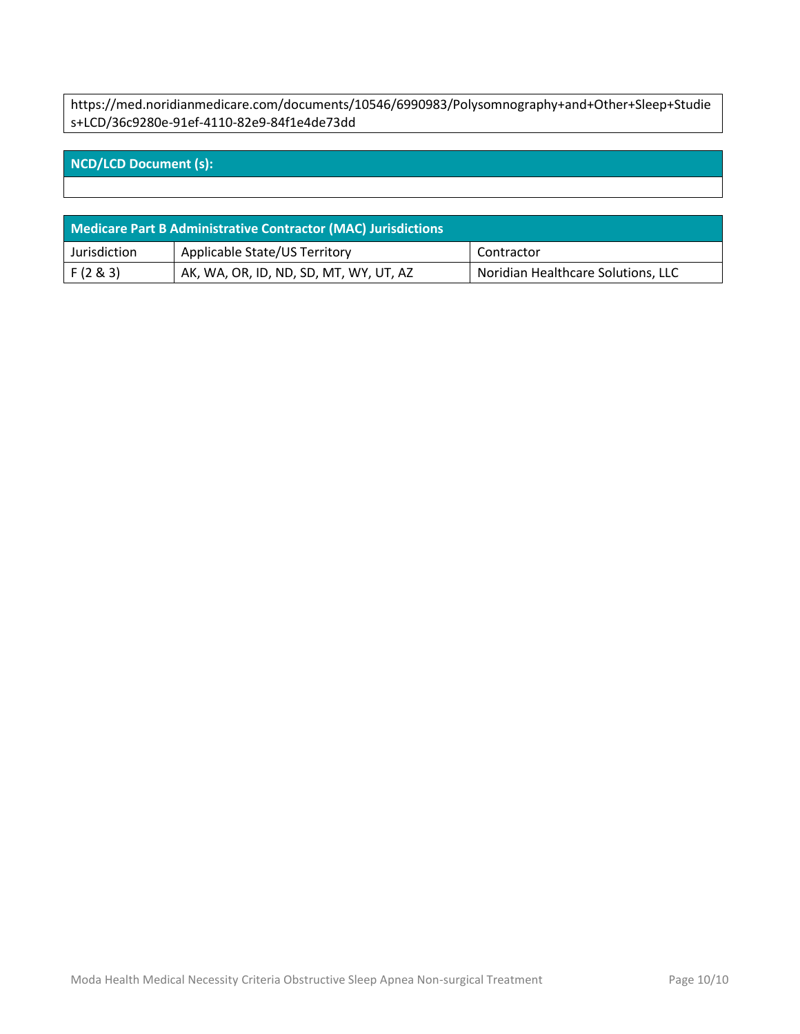https://med.noridianmedicare.com/documents/10546/6990983/Polysomnography+and+Other+Sleep+Studies+LCD/36c9280e-91ef-4110-82e9-84f1e4de73dd

| NCD/LCD Document (s): |
| --- |
| |

| Medicare Part B Administrative Contractor (MAC) Jurisdictions | | |
| --- | --- | --- |
| Jurisdiction | Applicable State/US Territory | Contractor |
| F (2 & 3) | AK, WA, OR, ID, ND, SD, MT, WY, UT, AZ | Noridian Healthcare Solutions, LLC |